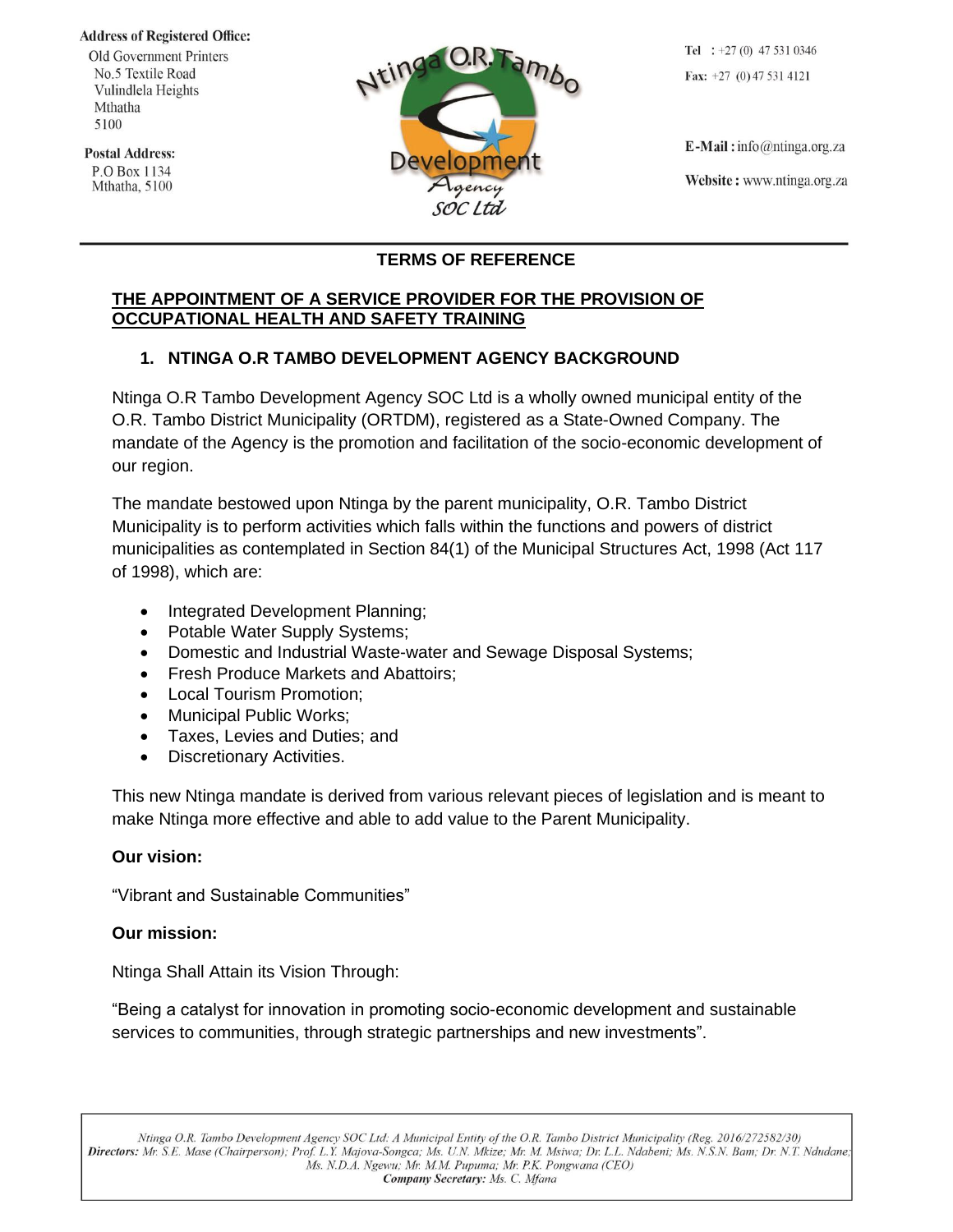**Address of Registered Office:**
Old Government Printers
No.5 Textile Road
Vulindlela Heights
Mthatha
5100

**Postal Address:**
P.O Box 1134
Mthatha, 5100

Ntinga O.R. Tambo Development Agency SOC Ltd

**Tel** : +27 (0) 47 531 0346
**Fax:** +27 (0)47 531 4121

**E-Mail :** info@ntinga.org.za
**Website :** www.ntinga.org.za

---

# TERMS OF REFERENCE

## THE APPOINTMENT OF A SERVICE PROVIDER FOR THE PROVISION OF OCCUPATIONAL HEALTH AND SAFETY TRAINING

### 1. NTINGA O.R TAMBO DEVELOPMENT AGENCY BACKGROUND

Ntinga O.R Tambo Development Agency SOC Ltd is a wholly owned municipal entity of the O.R. Tambo District Municipality (ORTDM), registered as a State-Owned Company. The mandate of the Agency is the promotion and facilitation of the socio-economic development of our region.

The mandate bestowed upon Ntinga by the parent municipality, O.R. Tambo District Municipality is to perform activities which falls within the functions and powers of district municipalities as contemplated in Section 84(1) of the Municipal Structures Act, 1998 (Act 117 of 1998), which are:

- Integrated Development Planning;
- Potable Water Supply Systems;
- Domestic and Industrial Waste-water and Sewage Disposal Systems;
- Fresh Produce Markets and Abattoirs;
- Local Tourism Promotion;
- Municipal Public Works;
- Taxes, Levies and Duties; and
- Discretionary Activities.

This new Ntinga mandate is derived from various relevant pieces of legislation and is meant to make Ntinga more effective and able to add value to the Parent Municipality.

**Our vision:**

"Vibrant and Sustainable Communities"

**Our mission:**

Ntinga Shall Attain its Vision Through:

"Being a catalyst for innovation in promoting socio-economic development and sustainable services to communities, through strategic partnerships and new investments".

*Ntinga O.R. Tambo Development Agency SOC Ltd: A Municipal Entity of the O.R. Tambo District Municipality (Reg. 2016/272582/30)*
***Directors:*** *Mr. S.E. Mase (Chairperson); Prof. L.Y. Majova-Songca; Ms. U.N. Mkize; Mr. M. Msiwa; Dr. L.L. Ndabeni; Ms. N.S.N. Bam; Dr. N.T. Ndudane; Ms. N.D.A. Ngewu; Mr. M.M. Pupuma; Mr. P.K. Pongwana (CEO)*
***Company Secretary:*** *Ms. C. Mfana*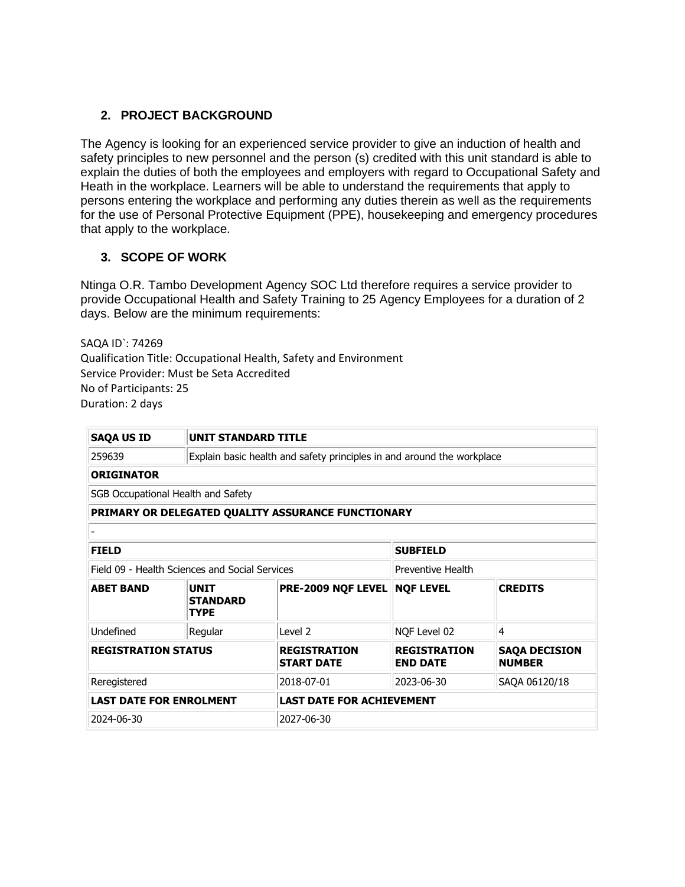## 2. PROJECT BACKGROUND

The Agency is looking for an experienced service provider to give an induction of health and safety principles to new personnel and the person (s) credited with this unit standard is able to explain the duties of both the employees and employers with regard to Occupational Safety and Heath in the workplace. Learners will be able to understand the requirements that apply to persons entering the workplace and performing any duties therein as well as the requirements for the use of Personal Protective Equipment (PPE), housekeeping and emergency procedures that apply to the workplace.

## 3. SCOPE OF WORK

Ntinga O.R. Tambo Development Agency SOC Ltd therefore requires a service provider to provide Occupational Health and Safety Training to 25 Agency Employees for a duration of 2 days. Below are the minimum requirements:

SAQA ID`: 74269
Qualification Title: Occupational Health, Safety and Environment
Service Provider: Must be Seta Accredited
No of Participants: 25
Duration: 2 days

| **SAQA US ID** | **UNIT STANDARD TITLE** | | | |
|---|---|---|---|---|
| 259639 | Explain basic health and safety principles in and around the workplace | | | |
| **ORIGINATOR** | | | | |
| SGB Occupational Health and Safety | | | | |
| **PRIMARY OR DELEGATED QUALITY ASSURANCE FUNCTIONARY** | | | | |
| - | | | | |
| **FIELD** | | | **SUBFIELD** | |
| Field 09 - Health Sciences and Social Services | | | Preventive Health | |
| **ABET BAND** | **UNIT STANDARD TYPE** | **PRE-2009 NQF LEVEL** | **NQF LEVEL** | **CREDITS** |
| Undefined | Regular | Level 2 | NQF Level 02 | 4 |
| **REGISTRATION STATUS** | | **REGISTRATION START DATE** | **REGISTRATION END DATE** | **SAQA DECISION NUMBER** |
| Reregistered | | 2018-07-01 | 2023-06-30 | SAQA 06120/18 |
| **LAST DATE FOR ENROLMENT** | | **LAST DATE FOR ACHIEVEMENT** | | |
| 2024-06-30 | | 2027-06-30 | | |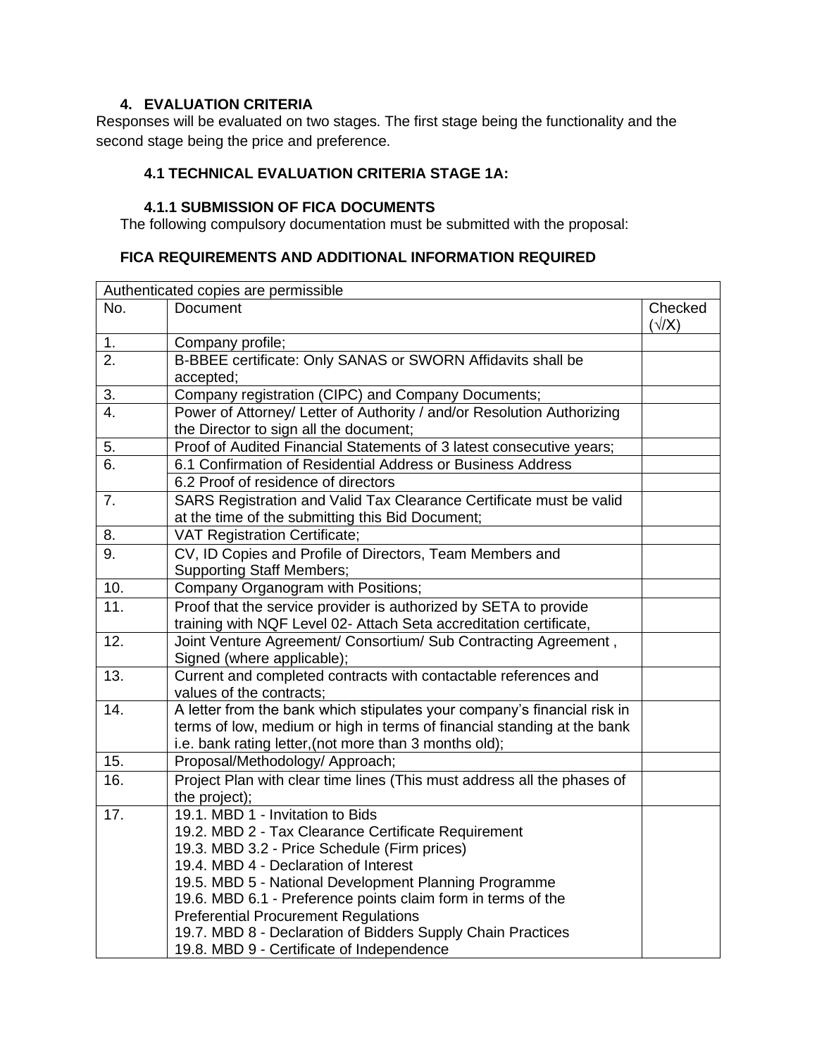### 4. EVALUATION CRITERIA

Responses will be evaluated on two stages. The first stage being the functionality and the second stage being the price and preference.

#### 4.1 TECHNICAL EVALUATION CRITERIA STAGE 1A:

#### 4.1.1 SUBMISSION OF FICA DOCUMENTS

The following compulsory documentation must be submitted with the proposal:

**FICA REQUIREMENTS AND ADDITIONAL INFORMATION REQUIRED**

| Authenticated copies are permissible | | |
|---|---|---|
| No. | Document | Checked (√/X) |
| 1. | Company profile; | |
| 2. | B-BBEE certificate: Only SANAS or SWORN Affidavits shall be accepted; | |
| 3. | Company registration (CIPC) and Company Documents; | |
| 4. | Power of Attorney/ Letter of Authority / and/or Resolution Authorizing the Director to sign all the document; | |
| 5. | Proof of Audited Financial Statements of 3 latest consecutive years; | |
| 6. | 6.1 Confirmation of Residential Address or Business Address | |
| | 6.2 Proof of residence of directors | |
| 7. | SARS Registration and Valid Tax Clearance Certificate must be valid at the time of the submitting this Bid Document; | |
| 8. | VAT Registration Certificate; | |
| 9. | CV, ID Copies and Profile of Directors, Team Members and Supporting Staff Members; | |
| 10. | Company Organogram with Positions; | |
| 11. | Proof that the service provider is authorized by SETA to provide training with NQF Level 02- Attach Seta accreditation certificate, | |
| 12. | Joint Venture Agreement/ Consortium/ Sub Contracting Agreement , Signed (where applicable); | |
| 13. | Current and completed contracts with contactable references and values of the contracts; | |
| 14. | A letter from the bank which stipulates your company's financial risk in terms of low, medium or high in terms of financial standing at the bank i.e. bank rating letter,(not more than 3 months old); | |
| 15. | Proposal/Methodology/ Approach; | |
| 16. | Project Plan with clear time lines (This must address all the phases of the project); | |
| 17. | 19.1. MBD 1 - Invitation to Bids<br>19.2. MBD 2 - Tax Clearance Certificate Requirement<br>19.3. MBD 3.2 - Price Schedule (Firm prices)<br>19.4. MBD 4 - Declaration of Interest<br>19.5. MBD 5 - National Development Planning Programme<br>19.6. MBD 6.1 - Preference points claim form in terms of the Preferential Procurement Regulations<br>19.7. MBD 8 - Declaration of Bidders Supply Chain Practices<br>19.8. MBD 9 - Certificate of Independence | |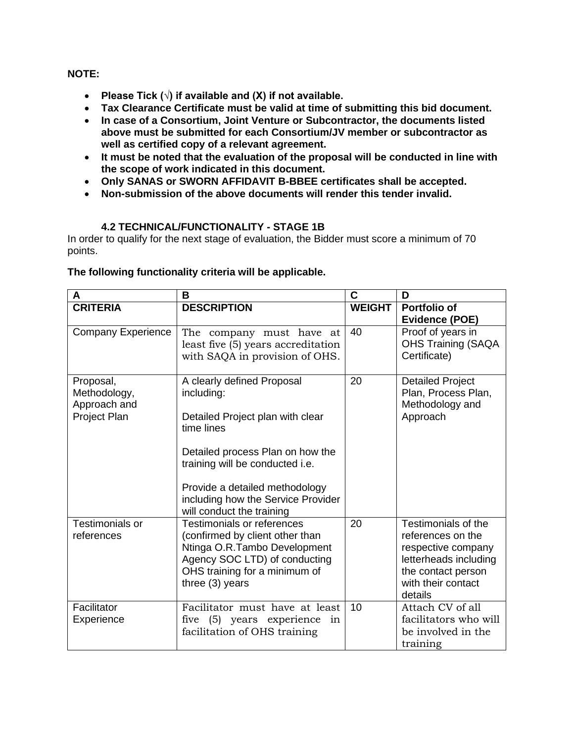**NOTE:**

- **Please Tick (√) if available and (X) if not available.**
- **Tax Clearance Certificate must be valid at time of submitting this bid document.**
- **In case of a Consortium, Joint Venture or Subcontractor, the documents listed above must be submitted for each Consortium/JV member or subcontractor as well as certified copy of a relevant agreement.**
- **It must be noted that the evaluation of the proposal will be conducted in line with the scope of work indicated in this document.**
- **Only SANAS or SWORN AFFIDAVIT B-BBEE certificates shall be accepted.**
- **Non-submission of the above documents will render this tender invalid.**

### 4.2 TECHNICAL/FUNCTIONALITY - STAGE 1B

In order to qualify for the next stage of evaluation, the Bidder must score a minimum of 70 points.

**The following functionality criteria will be applicable.**

| A | B | C | D |
|---|---|---|---|
| **CRITERIA** | **DESCRIPTION** | **WEIGHT** | **Portfolio of Evidence (POE)** |
| Company Experience | The company must have at least five (5) years accreditation with SAQA in provision of OHS. | 40 | Proof of years in OHS Training (SAQA Certificate) |
| Proposal, Methodology, Approach and Project Plan | A clearly defined Proposal including:<br><br>Detailed Project plan with clear time lines<br><br>Detailed process Plan on how the training will be conducted i.e.<br><br>Provide a detailed methodology including how the Service Provider will conduct the training | 20 | Detailed Project Plan, Process Plan, Methodology and Approach |
| Testimonials or references | Testimonials or references (confirmed by client other than Ntinga O.R.Tambo Development Agency SOC LTD) of conducting OHS training for a minimum of three (3) years | 20 | Testimonials of the references on the respective company letterheads including the contact person with their contact details |
| Facilitator Experience | Facilitator must have at least five (5) years experience in facilitation of OHS training | 10 | Attach CV of all facilitators who will be involved in the training |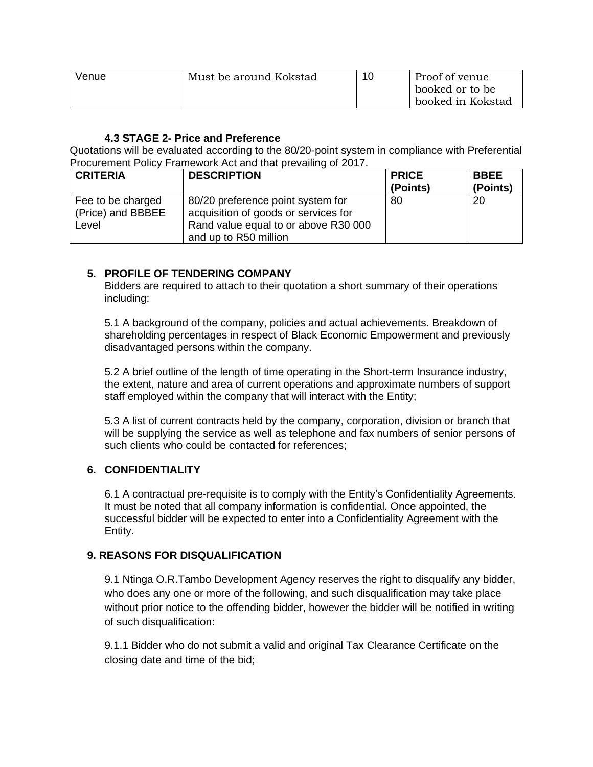| Venue | Must be around Kokstad | 10 | Proof of venue booked or to be booked in Kokstad |
|---|---|---|---|

#### 4.3 STAGE 2- Price and Preference

Quotations will be evaluated according to the 80/20-point system in compliance with Preferential Procurement Policy Framework Act and that prevailing of 2017.

| CRITERIA | DESCRIPTION | PRICE (Points) | BBEE (Points) |
|---|---|---|---|
| Fee to be charged (Price) and BBBEE Level | 80/20 preference point system for acquisition of goods or services for Rand value equal to or above R30 000 and up to R50 million | 80 | 20 |

### 5. PROFILE OF TENDERING COMPANY

Bidders are required to attach to their quotation a short summary of their operations including:

5.1 A background of the company, policies and actual achievements. Breakdown of shareholding percentages in respect of Black Economic Empowerment and previously disadvantaged persons within the company.

5.2 A brief outline of the length of time operating in the Short-term Insurance industry, the extent, nature and area of current operations and approximate numbers of support staff employed within the company that will interact with the Entity;

5.3 A list of current contracts held by the company, corporation, division or branch that will be supplying the service as well as telephone and fax numbers of senior persons of such clients who could be contacted for references;

### 6. CONFIDENTIALITY

6.1 A contractual pre-requisite is to comply with the Entity's Confidentiality Agreements. It must be noted that all company information is confidential. Once appointed, the successful bidder will be expected to enter into a Confidentiality Agreement with the Entity.

### 9. REASONS FOR DISQUALIFICATION

9.1 Ntinga O.R.Tambo Development Agency reserves the right to disqualify any bidder, who does any one or more of the following, and such disqualification may take place without prior notice to the offending bidder, however the bidder will be notified in writing of such disqualification:

9.1.1 Bidder who do not submit a valid and original Tax Clearance Certificate on the closing date and time of the bid;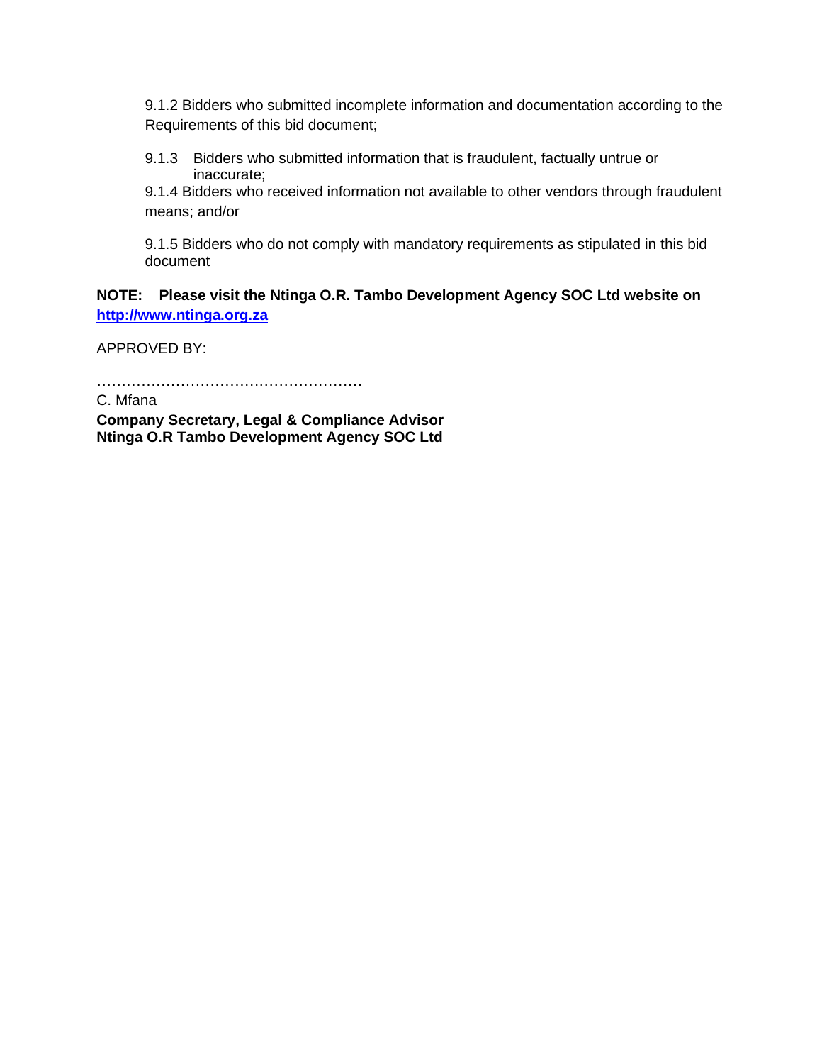9.1.2 Bidders who submitted incomplete information and documentation according to the Requirements of this bid document;

9.1.3 Bidders who submitted information that is fraudulent, factually untrue or inaccurate;

9.1.4 Bidders who received information not available to other vendors through fraudulent means; and/or

9.1.5 Bidders who do not comply with mandatory requirements as stipulated in this bid document

**NOTE: Please visit the Ntinga O.R. Tambo Development Agency SOC Ltd website on [http://www.ntinga.org.za](http://www.ntinga.org.za)**

APPROVED BY:

………………………………………………

C. Mfana

**Company Secretary, Legal & Compliance Advisor**
**Ntinga O.R Tambo Development Agency SOC Ltd**